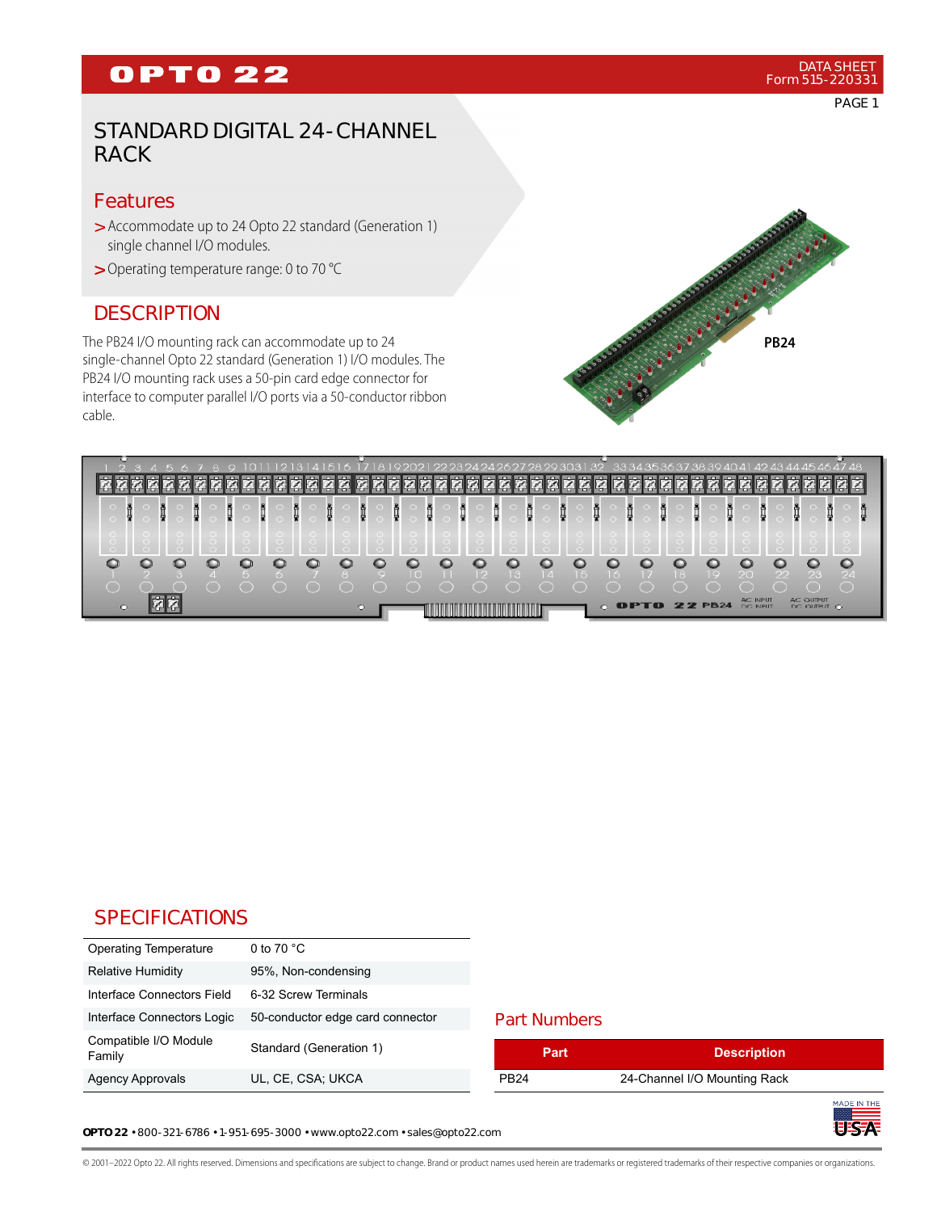# STANDARD DIGITAL 24-CHANNEL RACK

## Features

- Accommodate up to 24 Opto 22 standard (Generation 1) single channel I/O modules.
- Operating temperature range: 0 to 70 °C

## DESCRIPTION

The PB24 I/O mounting rack can accommodate up to 24 single-channel Opto 22 standard (Generation 1) I/O modules. The PB24 I/O mounting rack uses a 50-pin card edge connector for interface to computer parallel I/O ports via a 50-conductor ribbon cable.

PB24

## SPECIFICATIONS

| | |
|---|---|
| Operating Temperature | 0 to 70 °C |
| Relative Humidity | 95%, Non-condensing |
| Interface Connectors Field | 6-32 Screw Terminals |
| Interface Connectors Logic | 50-conductor edge card connector |
| Compatible I/O Module Family | Standard (Generation 1) |
| Agency Approvals | UL, CE, CSA; UKCA |

## Part Numbers

| Part | Description |
|---|---|
| PB24 | 24-Channel I/O Mounting Rack |

**OPTO 22** • 800-321-6786 • 1-951-695-3000 • www.opto22.com • sales@opto22.com

© 2001–2022 Opto 22. All rights reserved. Dimensions and specifications are subject to change. Brand or product names used herein are trademarks or registered trademarks of their respective companies or organizations.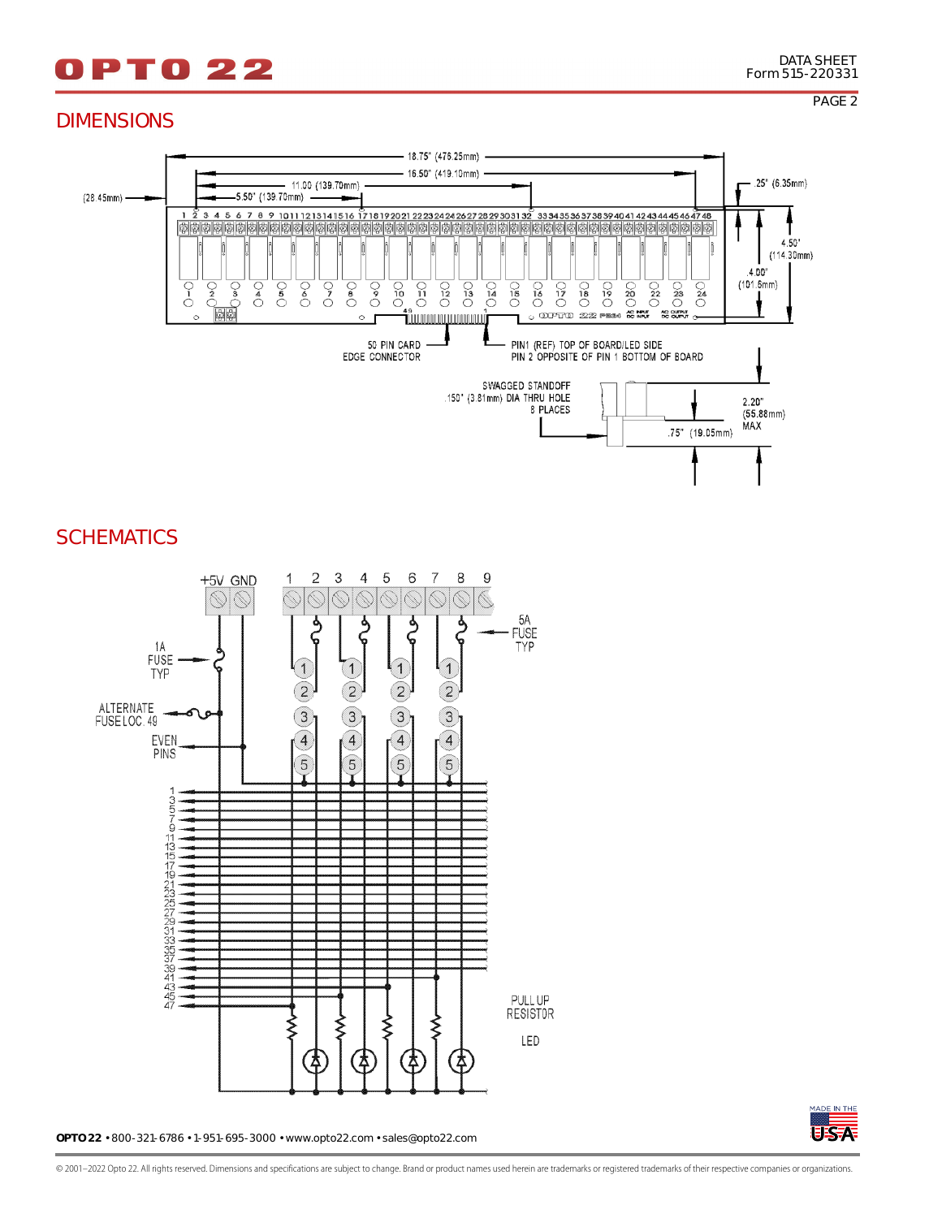## DIMENSIONS

18.75" (476.25mm)

16.50" (419.10mm)

11.00 (139.70mm)

5.50" (139.70mm)

(28.45mm)

.25" (6.35mm)

4.50" (114.30mm)

4.00" (101.6mm)

50 PIN CARD EDGE CONNECTOR

PIN1 (REF) TOP OF BOARD/LED SIDE
PIN 2 OPPOSITE OF PIN 1 BOTTOM OF BOARD

SWAGGED STANDOFF
.150" (3.81mm) DIA THRU HOLE
8 PLACES

2.20" (55.88mm) MAX

.75" (19.05mm)

## SCHEMATICS

+5V GND

1 2 3 4 5 6 7 8 9

5A FUSE TYP

1A FUSE TYP

ALTERNATE FUSE LOC. 49

EVEN PINS

1 3 5 7 9 11 13 15 17 19 21 23 25 27 29 31 33 35 37 39 41 43 45 47

PULL UP RESISTOR

LED

**OPTO 22** • 800-321-6786 • 1-951-695-3000 • www.opto22.com • sales@opto22.com

© 2001–2022 Opto 22. All rights reserved. Dimensions and specifications are subject to change. Brand or product names used herein are trademarks or registered trademarks of their respective companies or organizations.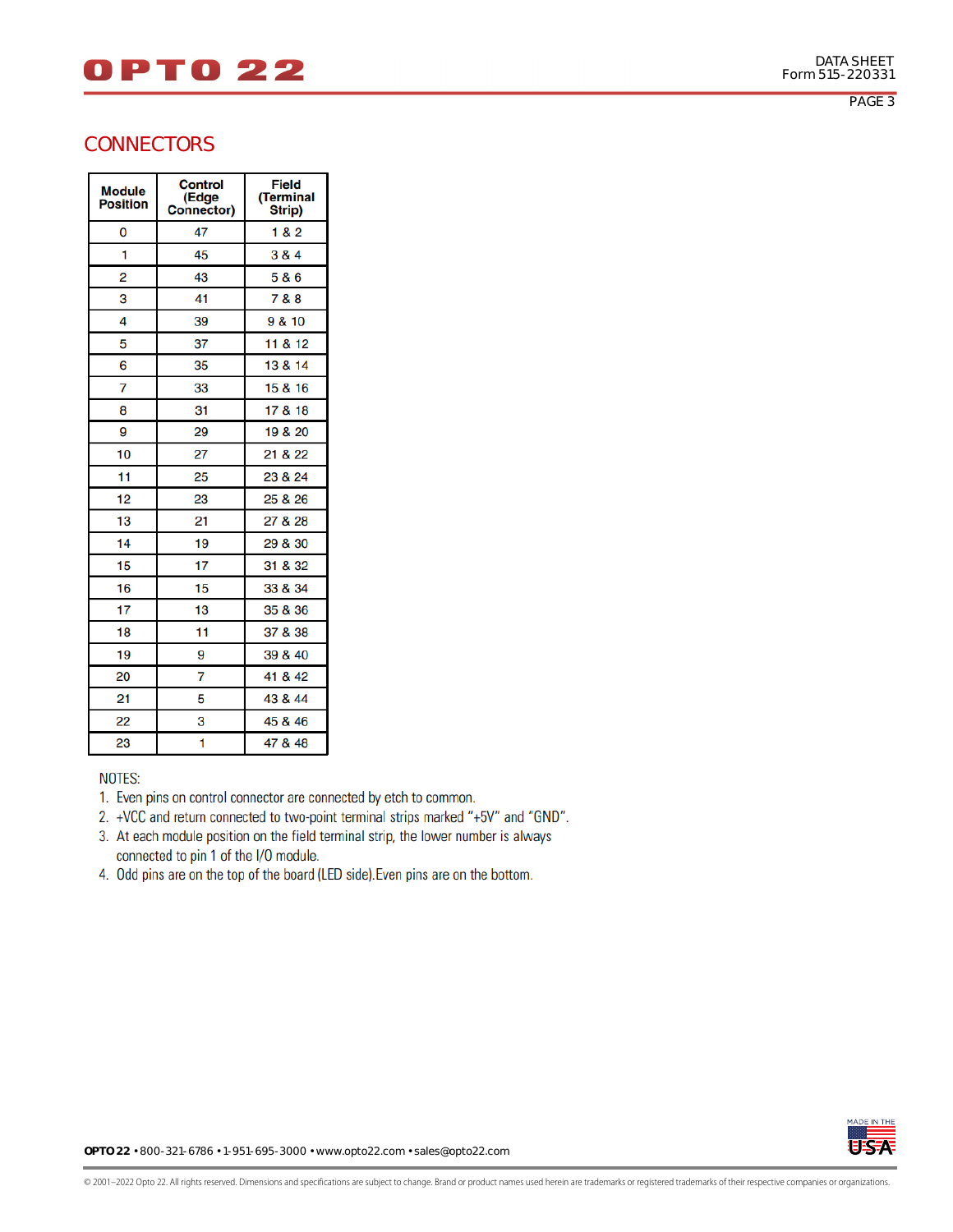## CONNECTORS

| Module Position | Control (Edge Connector) | Field (Terminal Strip) |
|---|---|---|
| 0 | 47 | 1 & 2 |
| 1 | 45 | 3 & 4 |
| 2 | 43 | 5 & 6 |
| 3 | 41 | 7 & 8 |
| 4 | 39 | 9 & 10 |
| 5 | 37 | 11 & 12 |
| 6 | 35 | 13 & 14 |
| 7 | 33 | 15 & 16 |
| 8 | 31 | 17 & 18 |
| 9 | 29 | 19 & 20 |
| 10 | 27 | 21 & 22 |
| 11 | 25 | 23 & 24 |
| 12 | 23 | 25 & 26 |
| 13 | 21 | 27 & 28 |
| 14 | 19 | 29 & 30 |
| 15 | 17 | 31 & 32 |
| 16 | 15 | 33 & 34 |
| 17 | 13 | 35 & 36 |
| 18 | 11 | 37 & 38 |
| 19 | 9 | 39 & 40 |
| 20 | 7 | 41 & 42 |
| 21 | 5 | 43 & 44 |
| 22 | 3 | 45 & 46 |
| 23 | 1 | 47 & 48 |

NOTES:

1. Even pins on control connector are connected by etch to common.
2. +VCC and return connected to two-point terminal strips marked "+5V" and "GND".
3. At each module position on the field terminal strip, the lower number is always connected to pin 1 of the I/O module.
4. Odd pins are on the top of the board (LED side).Even pins are on the bottom.

**OPTO 22** • 800-321-6786 • 1-951-695-3000 • www.opto22.com • sales@opto22.com

© 2001–2022 Opto 22. All rights reserved. Dimensions and specifications are subject to change. Brand or product names used herein are trademarks or registered trademarks of their respective companies or organizations.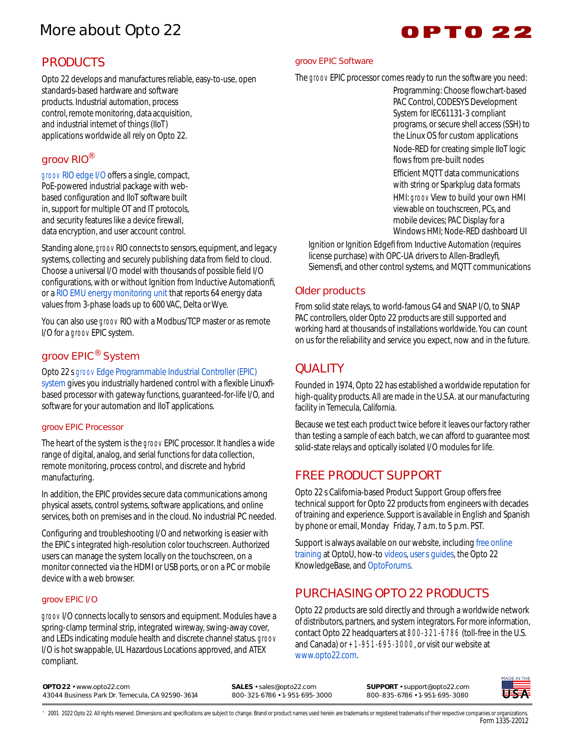# More about Opto 22

## PRODUCTS

Opto 22 develops and manufactures reliable, easy-to-use, open standards-based hardware and software products. Industrial automation, process control, remote monitoring, data acquisition, and industrial internet of things (IIoT) applications worldwide all rely on Opto 22.

### groov RIO®

*groov* RIO edge I/O offers a single, compact, PoE-powered industrial package with web-based configuration and IIoT software built in, support for multiple OT and IT protocols, and security features like a device firewall, data encryption, and user account control.

Standing alone, *groov* RIO connects to sensors, equipment, and legacy systems, collecting and securely publishing data from field to cloud. Choose a universal I/O model with thousands of possible field I/O configurations, with or without Ignition from Inductive Automationfi, or a RIO EMU energy monitoring unit that reports 64 energy data values from 3-phase loads up to 600 VAC, Delta or Wye.

You can also use *groov* RIO with a Modbus/TCP master or as remote I/O for a *groov* EPIC system.

### groov EPIC® System

Opto 22 s *groov* Edge Programmable Industrial Controller (EPIC) system gives you industrially hardened control with a flexible Linuxfi-based processor with gateway functions, guaranteed-for-life I/O, and software for your automation and IIoT applications.

#### groov EPIC Processor

The heart of the system is the *groov* EPIC processor. It handles a wide range of digital, analog, and serial functions for data collection, remote monitoring, process control, and discrete and hybrid manufacturing.

In addition, the EPIC provides secure data communications among physical assets, control systems, software applications, and online services, both on premises and in the cloud. No industrial PC needed.

Configuring and troubleshooting I/O and networking is easier with the EPIC s integrated high-resolution color touchscreen. Authorized users can manage the system locally on the touchscreen, on a monitor connected via the HDMI or USB ports, or on a PC or mobile device with a web browser.

#### groov EPIC I/O

*groov* I/O connects locally to sensors and equipment. Modules have a spring-clamp terminal strip, integrated wireway, swing-away cover, and LEDs indicating module health and discrete channel status. *groov* I/O is hot swappable, UL Hazardous Locations approved, and ATEX compliant.

#### groov EPIC Software

The *groov* EPIC processor comes ready to run the software you need:

- Programming: Choose flowchart-based PAC Control, CODESYS Development System for IEC61131-3 compliant programs, or secure shell access (SSH) to the Linux OS for custom applications
- Node-RED for creating simple IIoT logic flows from pre-built nodes
- Efficient MQTT data communications with string or Sparkplug data formats
- HMI: *groov* View to build your own HMI viewable on touchscreen, PCs, and mobile devices; PAC Display for a Windows HMI; Node-RED dashboard UI
- Ignition or Ignition Edgefi from Inductive Automation (requires license purchase) with OPC-UA drivers to Allen-Bradleyfi, Siemensfi, and other control systems, and MQTT communications

### Older products

From solid state relays, to world-famous G4 and SNAP I/O, to SNAP PAC controllers, older Opto 22 products are still supported and working hard at thousands of installations worldwide. You can count on us for the reliability and service you expect, now and in the future.

## QUALITY

Founded in 1974, Opto 22 has established a worldwide reputation for high-quality products. All are made in the U.S.A. at our manufacturing facility in Temecula, California.

Because we test each product twice before it leaves our factory rather than testing a sample of each batch, we can afford to guarantee most solid-state relays and optically isolated I/O modules for life.

## FREE PRODUCT SUPPORT

Opto 22 s California-based Product Support Group offers free technical support for Opto 22 products from engineers with decades of training and experience. Support is available in English and Spanish by phone or email, Monday Friday, 7 a.m. to 5 p.m. PST.

Support is always available on our website, including free online training at OptoU, how-to videos, user s guides, the Opto 22 KnowledgeBase, and OptoForums.

## PURCHASING OPTO 22 PRODUCTS

Opto 22 products are sold directly and through a worldwide network of distributors, partners, and system integrators. For more information, contact Opto 22 headquarters at 800-321-6786 (toll-free in the U.S. and Canada) or +1-951-695-3000, or visit our website at www.opto22.com.

**OPTO 22** • www.opto22.com
43044 Business Park Dr. Temecula, CA 92590-3614

**SALES** • sales@opto22.com
800-321-6786 • 1-951-695-3000

**SUPPORT** • support@opto22.com
800-835-6786 • 1-951-695-3080

' 2001 2022 Opto 22. All rights reserved. Dimensions and specifications are subject to change. Brand or product names used herein are trademarks or registered trademarks of their respective companies or organizations.

Form 1335-22012